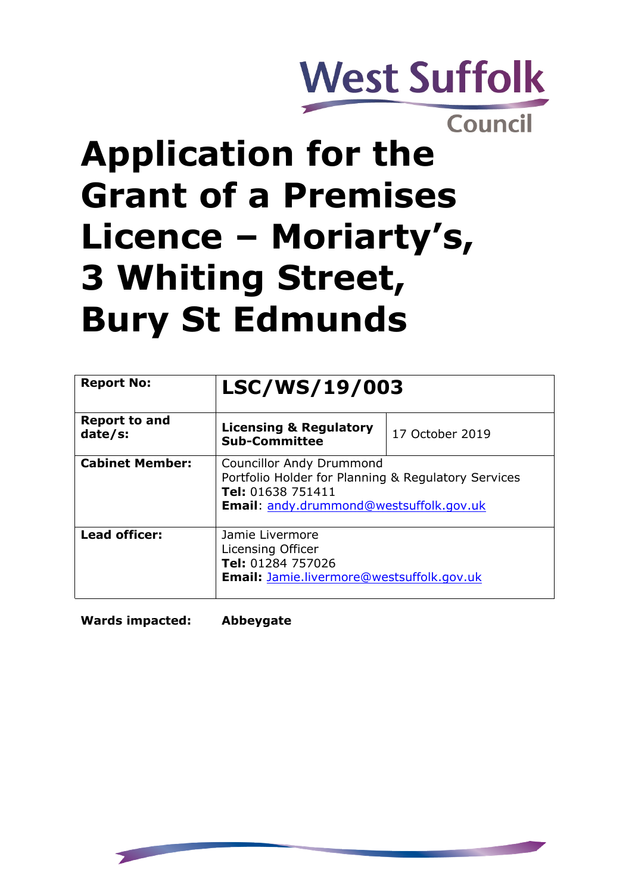West Suffolk Council

# Application for the Grant of a Premises Licence – Moriarty's, 3 Whiting Street, Bury St Edmunds

| **Report No:** | **LSC/WS/19/003** | |
|---|---|---|
| **Report to and date/s:** | **Licensing & Regulatory Sub-Committee** | 17 October 2019 |
| **Cabinet Member:** | Councillor Andy Drummond<br>Portfolio Holder for Planning & Regulatory Services<br>**Tel:** 01638 751411<br>**Email**: andy.drummond@westsuffolk.gov.uk | |
| **Lead officer:** | Jamie Livermore<br>Licensing Officer<br>**Tel:** 01284 757026<br>**Email:** Jamie.livermore@westsuffolk.gov.uk | |

**Wards impacted:** **Abbeygate**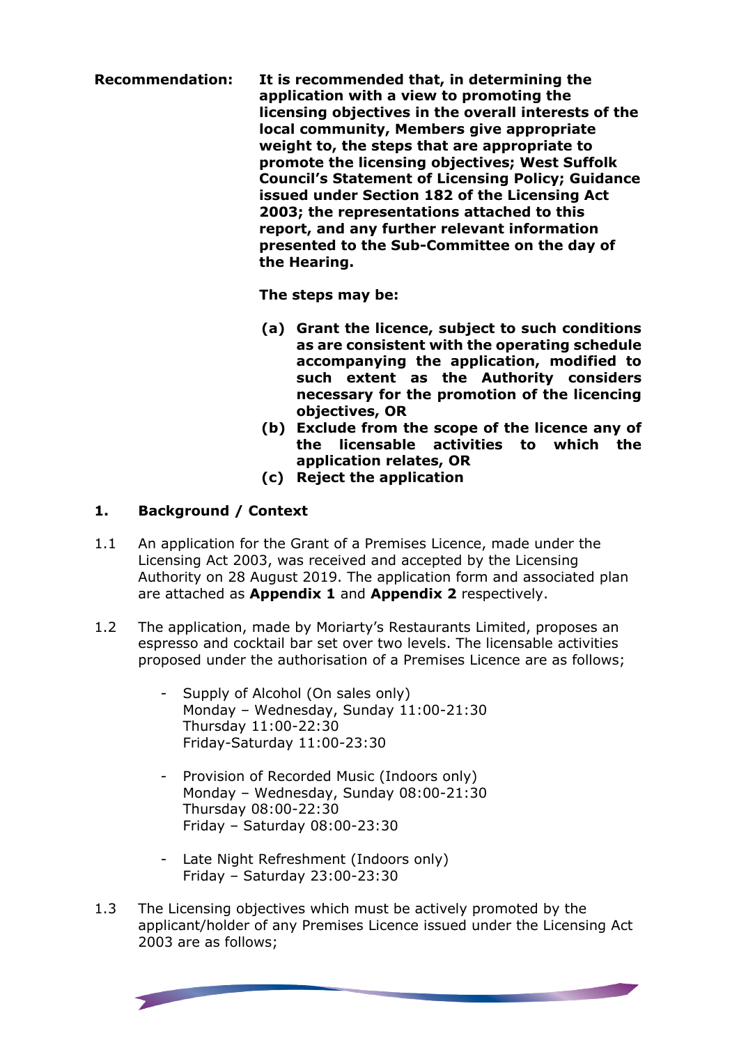**Recommendation:** **It is recommended that, in determining the application with a view to promoting the licensing objectives in the overall interests of the local community, Members give appropriate weight to, the steps that are appropriate to promote the licensing objectives; West Suffolk Council's Statement of Licensing Policy; Guidance issued under Section 182 of the Licensing Act 2003; the representations attached to this report, and any further relevant information presented to the Sub-Committee on the day of the Hearing.**

**The steps may be:**

**(a) Grant the licence, subject to such conditions as are consistent with the operating schedule accompanying the application, modified to such extent as the Authority considers necessary for the promotion of the licencing objectives, OR**
**(b) Exclude from the scope of the licence any of the licensable activities to which the application relates, OR**
**(c) Reject the application**

## 1. Background / Context

1.1 An application for the Grant of a Premises Licence, made under the Licensing Act 2003, was received and accepted by the Licensing Authority on 28 August 2019. The application form and associated plan are attached as **Appendix 1** and **Appendix 2** respectively.

1.2 The application, made by Moriarty's Restaurants Limited, proposes an espresso and cocktail bar set over two levels. The licensable activities proposed under the authorisation of a Premises Licence are as follows;

- Supply of Alcohol (On sales only)
  Monday – Wednesday, Sunday 11:00-21:30
  Thursday 11:00-22:30
  Friday-Saturday 11:00-23:30

- Provision of Recorded Music (Indoors only)
  Monday – Wednesday, Sunday 08:00-21:30
  Thursday 08:00-22:30
  Friday – Saturday 08:00-23:30

- Late Night Refreshment (Indoors only)
  Friday – Saturday 23:00-23:30

1.3 The Licensing objectives which must be actively promoted by the applicant/holder of any Premises Licence issued under the Licensing Act 2003 are as follows;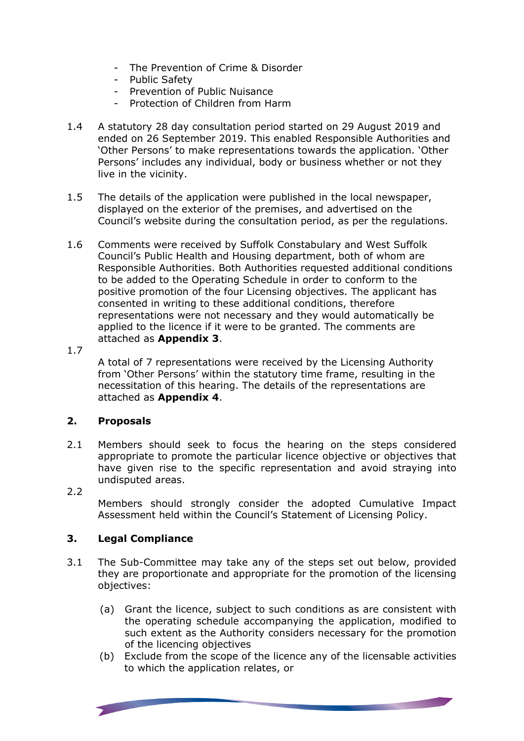- The Prevention of Crime & Disorder
- Public Safety
- Prevention of Public Nuisance
- Protection of Children from Harm

1.4 A statutory 28 day consultation period started on 29 August 2019 and ended on 26 September 2019. This enabled Responsible Authorities and 'Other Persons' to make representations towards the application. 'Other Persons' includes any individual, body or business whether or not they live in the vicinity.

1.5 The details of the application were published in the local newspaper, displayed on the exterior of the premises, and advertised on the Council's website during the consultation period, as per the regulations.

1.6 Comments were received by Suffolk Constabulary and West Suffolk Council's Public Health and Housing department, both of whom are Responsible Authorities. Both Authorities requested additional conditions to be added to the Operating Schedule in order to conform to the positive promotion of the four Licensing objectives. The applicant has consented in writing to these additional conditions, therefore representations were not necessary and they would automatically be applied to the licence if it were to be granted. The comments are attached as **Appendix 3**.

1.7 A total of 7 representations were received by the Licensing Authority from 'Other Persons' within the statutory time frame, resulting in the necessitation of this hearing. The details of the representations are attached as **Appendix 4**.

## 2. Proposals

2.1 Members should seek to focus the hearing on the steps considered appropriate to promote the particular licence objective or objectives that have given rise to the specific representation and avoid straying into undisputed areas.

2.2 Members should strongly consider the adopted Cumulative Impact Assessment held within the Council's Statement of Licensing Policy.

## 3. Legal Compliance

3.1 The Sub-Committee may take any of the steps set out below, provided they are proportionate and appropriate for the promotion of the licensing objectives:

(a) Grant the licence, subject to such conditions as are consistent with the operating schedule accompanying the application, modified to such extent as the Authority considers necessary for the promotion of the licencing objectives

(b) Exclude from the scope of the licence any of the licensable activities to which the application relates, or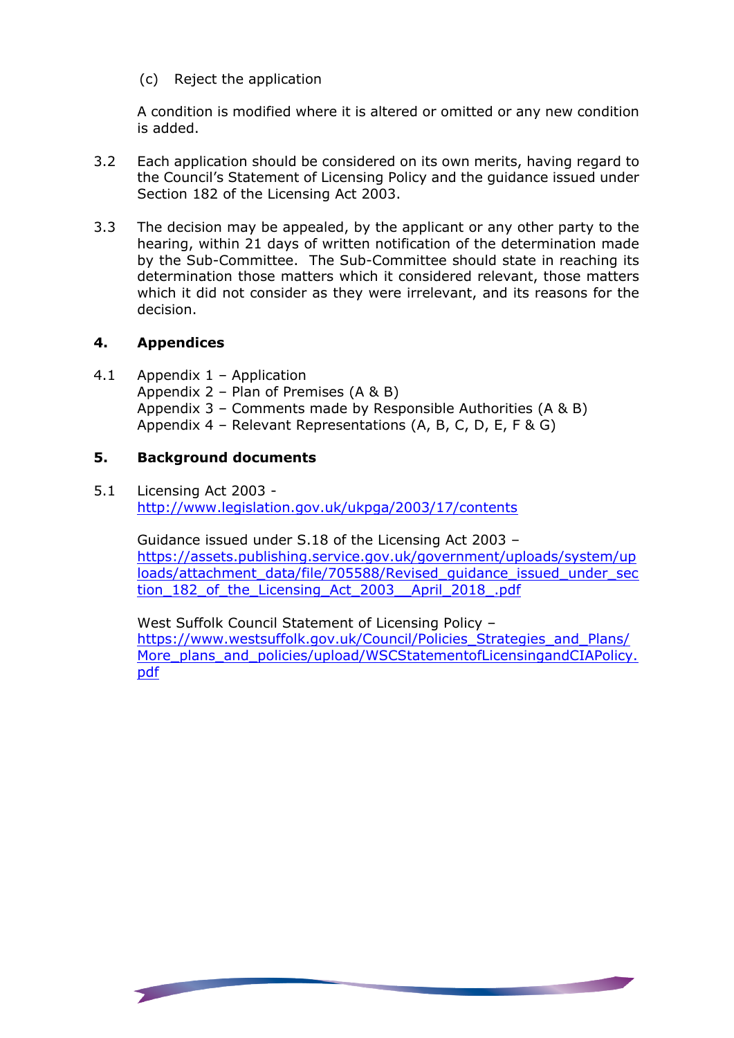(c) Reject the application

A condition is modified where it is altered or omitted or any new condition is added.

3.2 Each application should be considered on its own merits, having regard to the Council's Statement of Licensing Policy and the guidance issued under Section 182 of the Licensing Act 2003.

3.3 The decision may be appealed, by the applicant or any other party to the hearing, within 21 days of written notification of the determination made by the Sub-Committee. The Sub-Committee should state in reaching its determination those matters which it considered relevant, those matters which it did not consider as they were irrelevant, and its reasons for the decision.

## 4. Appendices

4.1 Appendix 1 – Application
Appendix 2 – Plan of Premises (A & B)
Appendix 3 – Comments made by Responsible Authorities (A & B)
Appendix 4 – Relevant Representations (A, B, C, D, E, F & G)

## 5. Background documents

5.1 Licensing Act 2003 - http://www.legislation.gov.uk/ukpga/2003/17/contents

Guidance issued under S.18 of the Licensing Act 2003 – https://assets.publishing.service.gov.uk/government/uploads/system/uploads/attachment_data/file/705588/Revised_guidance_issued_under_section_182_of_the_Licensing_Act_2003__April_2018_.pdf

West Suffolk Council Statement of Licensing Policy – https://www.westsuffolk.gov.uk/Council/Policies_Strategies_and_Plans/More_plans_and_policies/upload/WSCStatementofLicensingandCIAPolicy.pdf